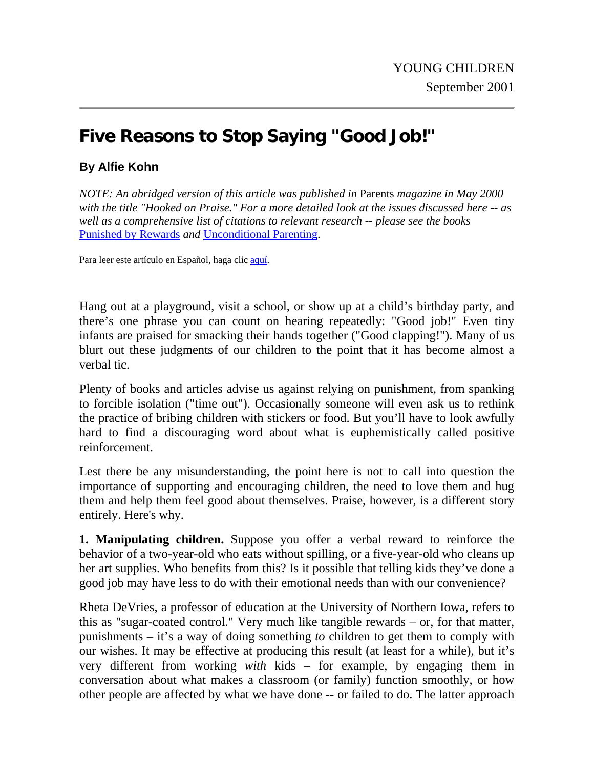YOUNG CHILDREN
September 2001

# Five Reasons to Stop Saying "Good Job!"

### By Alfie Kohn

*NOTE: An abridged version of this article was published in* Parents *magazine in May 2000 with the title "Hooked on Praise." For a more detailed look at the issues discussed here -- as well as a comprehensive list of citations to relevant research -- please see the books* [Punished by Rewards] *and* [Unconditional Parenting].

Para leer este artículo en Español, haga clic [aquí].

Hang out at a playground, visit a school, or show up at a child's birthday party, and there's one phrase you can count on hearing repeatedly: "Good job!" Even tiny infants are praised for smacking their hands together ("Good clapping!"). Many of us blurt out these judgments of our children to the point that it has become almost a verbal tic.

Plenty of books and articles advise us against relying on punishment, from spanking to forcible isolation ("time out"). Occasionally someone will even ask us to rethink the practice of bribing children with stickers or food. But you'll have to look awfully hard to find a discouraging word about what is euphemistically called positive reinforcement.

Lest there be any misunderstanding, the point here is not to call into question the importance of supporting and encouraging children, the need to love them and hug them and help them feel good about themselves. Praise, however, is a different story entirely. Here's why.

**1. Manipulating children.** Suppose you offer a verbal reward to reinforce the behavior of a two-year-old who eats without spilling, or a five-year-old who cleans up her art supplies. Who benefits from this? Is it possible that telling kids they've done a good job may have less to do with their emotional needs than with our convenience?

Rheta DeVries, a professor of education at the University of Northern Iowa, refers to this as "sugar-coated control." Very much like tangible rewards – or, for that matter, punishments – it's a way of doing something *to* children to get them to comply with our wishes. It may be effective at producing this result (at least for a while), but it's very different from working *with* kids – for example, by engaging them in conversation about what makes a classroom (or family) function smoothly, or how other people are affected by what we have done -- or failed to do. The latter approach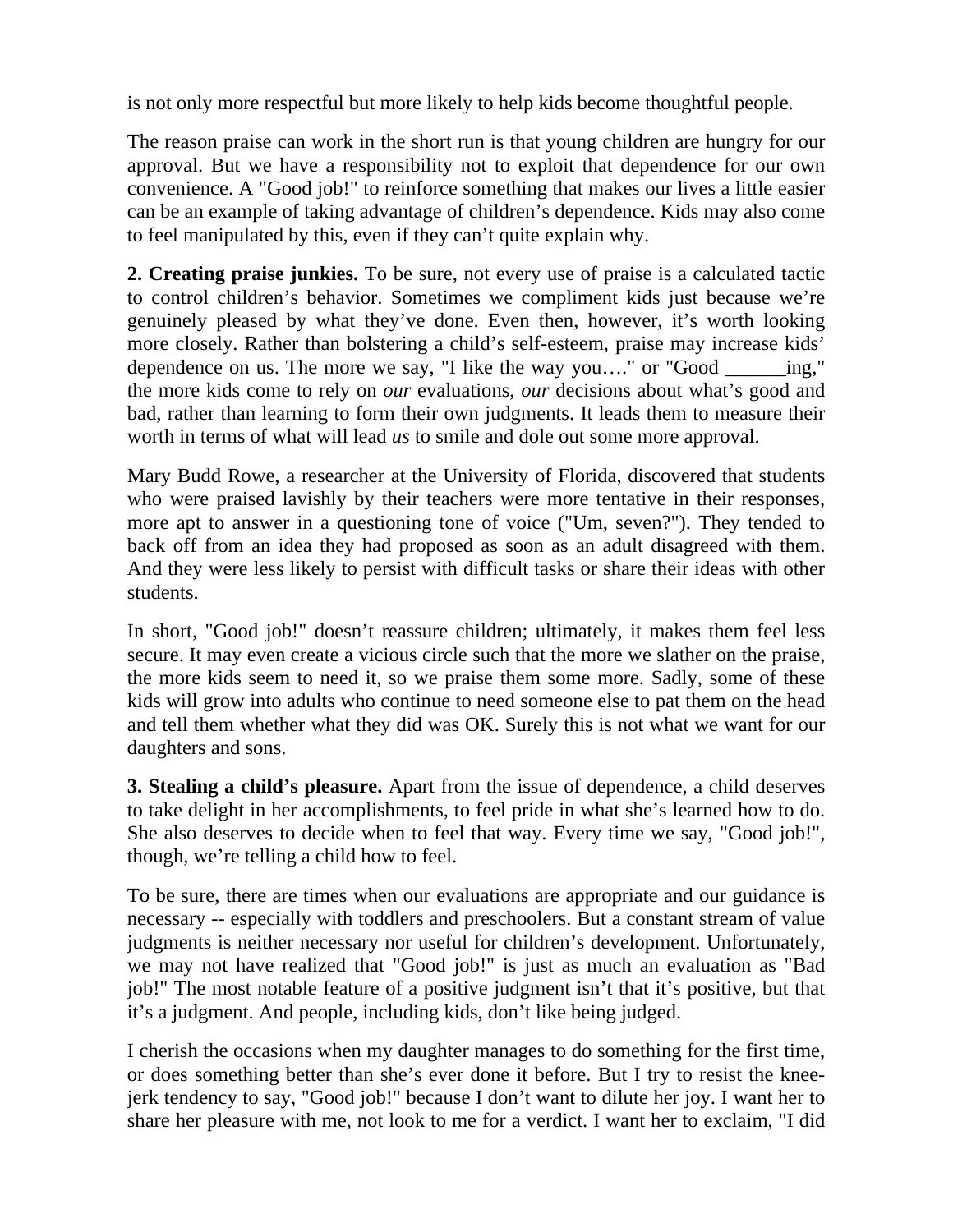is not only more respectful but more likely to help kids become thoughtful people.

The reason praise can work in the short run is that young children are hungry for our approval. But we have a responsibility not to exploit that dependence for our own convenience. A "Good job!" to reinforce something that makes our lives a little easier can be an example of taking advantage of children's dependence. Kids may also come to feel manipulated by this, even if they can't quite explain why.

**2. Creating praise junkies.** To be sure, not every use of praise is a calculated tactic to control children's behavior. Sometimes we compliment kids just because we're genuinely pleased by what they've done. Even then, however, it's worth looking more closely. Rather than bolstering a child's self-esteem, praise may increase kids' dependence on us. The more we say, "I like the way you…." or "Good ______ing," the more kids come to rely on *our* evaluations, *our* decisions about what's good and bad, rather than learning to form their own judgments. It leads them to measure their worth in terms of what will lead *us* to smile and dole out some more approval.

Mary Budd Rowe, a researcher at the University of Florida, discovered that students who were praised lavishly by their teachers were more tentative in their responses, more apt to answer in a questioning tone of voice ("Um, seven?"). They tended to back off from an idea they had proposed as soon as an adult disagreed with them. And they were less likely to persist with difficult tasks or share their ideas with other students.

In short, "Good job!" doesn't reassure children; ultimately, it makes them feel less secure. It may even create a vicious circle such that the more we slather on the praise, the more kids seem to need it, so we praise them some more. Sadly, some of these kids will grow into adults who continue to need someone else to pat them on the head and tell them whether what they did was OK. Surely this is not what we want for our daughters and sons.

**3. Stealing a child's pleasure.** Apart from the issue of dependence, a child deserves to take delight in her accomplishments, to feel pride in what she's learned how to do. She also deserves to decide when to feel that way. Every time we say, "Good job!", though, we're telling a child how to feel.

To be sure, there are times when our evaluations are appropriate and our guidance is necessary -- especially with toddlers and preschoolers. But a constant stream of value judgments is neither necessary nor useful for children's development. Unfortunately, we may not have realized that "Good job!" is just as much an evaluation as "Bad job!" The most notable feature of a positive judgment isn't that it's positive, but that it's a judgment. And people, including kids, don't like being judged.

I cherish the occasions when my daughter manages to do something for the first time, or does something better than she's ever done it before. But I try to resist the knee-jerk tendency to say, "Good job!" because I don't want to dilute her joy. I want her to share her pleasure with me, not look to me for a verdict. I want her to exclaim, "I did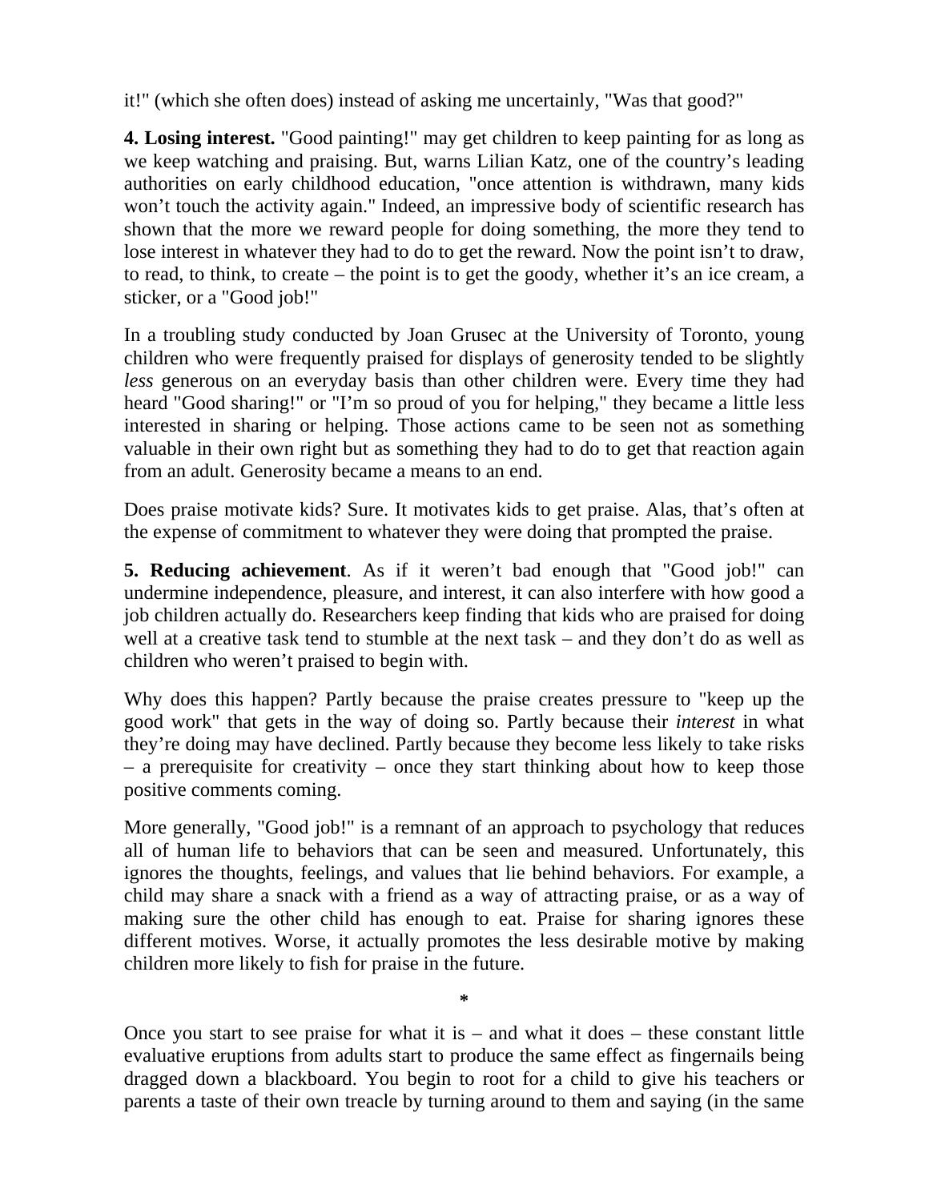it!" (which she often does) instead of asking me uncertainly, "Was that good?"

**4. Losing interest.** "Good painting!" may get children to keep painting for as long as we keep watching and praising. But, warns Lilian Katz, one of the country's leading authorities on early childhood education, "once attention is withdrawn, many kids won't touch the activity again." Indeed, an impressive body of scientific research has shown that the more we reward people for doing something, the more they tend to lose interest in whatever they had to do to get the reward. Now the point isn't to draw, to read, to think, to create – the point is to get the goody, whether it's an ice cream, a sticker, or a "Good job!"

In a troubling study conducted by Joan Grusec at the University of Toronto, young children who were frequently praised for displays of generosity tended to be slightly *less* generous on an everyday basis than other children were. Every time they had heard "Good sharing!" or "I'm so proud of you for helping," they became a little less interested in sharing or helping. Those actions came to be seen not as something valuable in their own right but as something they had to do to get that reaction again from an adult. Generosity became a means to an end.

Does praise motivate kids? Sure. It motivates kids to get praise. Alas, that's often at the expense of commitment to whatever they were doing that prompted the praise.

**5. Reducing achievement**. As if it weren't bad enough that "Good job!" can undermine independence, pleasure, and interest, it can also interfere with how good a job children actually do. Researchers keep finding that kids who are praised for doing well at a creative task tend to stumble at the next task – and they don't do as well as children who weren't praised to begin with.

Why does this happen? Partly because the praise creates pressure to "keep up the good work" that gets in the way of doing so. Partly because their *interest* in what they're doing may have declined. Partly because they become less likely to take risks – a prerequisite for creativity – once they start thinking about how to keep those positive comments coming.

More generally, "Good job!" is a remnant of an approach to psychology that reduces all of human life to behaviors that can be seen and measured. Unfortunately, this ignores the thoughts, feelings, and values that lie behind behaviors. For example, a child may share a snack with a friend as a way of attracting praise, or as a way of making sure the other child has enough to eat. Praise for sharing ignores these different motives. Worse, it actually promotes the less desirable motive by making children more likely to fish for praise in the future.

**\***

Once you start to see praise for what it is – and what it does – these constant little evaluative eruptions from adults start to produce the same effect as fingernails being dragged down a blackboard. You begin to root for a child to give his teachers or parents a taste of their own treacle by turning around to them and saying (in the same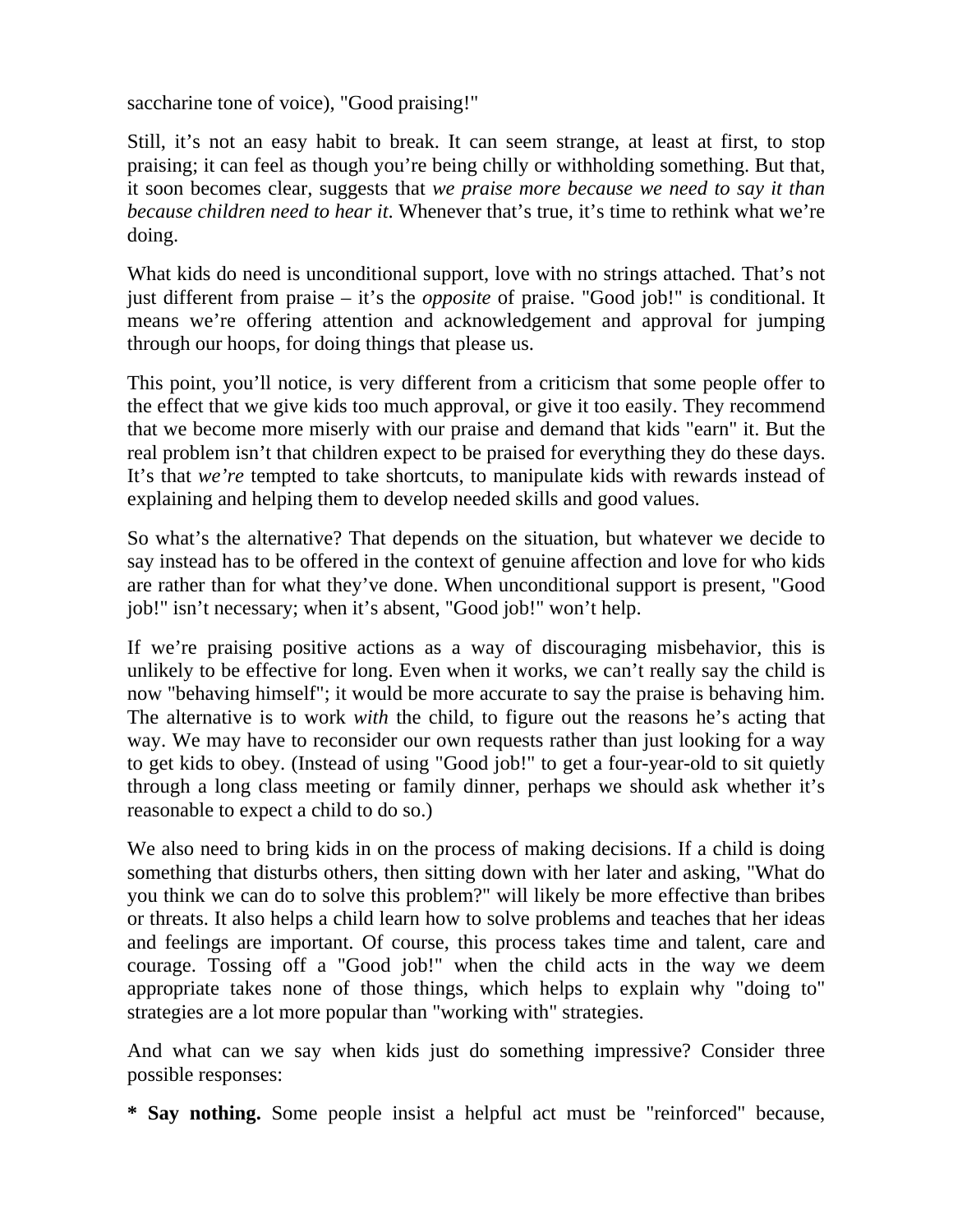saccharine tone of voice), "Good praising!"

Still, it's not an easy habit to break. It can seem strange, at least at first, to stop praising; it can feel as though you're being chilly or withholding something. But that, it soon becomes clear, suggests that *we praise more because we need to say it than because children need to hear it*. Whenever that's true, it's time to rethink what we're doing.

What kids do need is unconditional support, love with no strings attached. That's not just different from praise – it's the *opposite* of praise. "Good job!" is conditional. It means we're offering attention and acknowledgement and approval for jumping through our hoops, for doing things that please us.

This point, you'll notice, is very different from a criticism that some people offer to the effect that we give kids too much approval, or give it too easily. They recommend that we become more miserly with our praise and demand that kids "earn" it. But the real problem isn't that children expect to be praised for everything they do these days. It's that *we're* tempted to take shortcuts, to manipulate kids with rewards instead of explaining and helping them to develop needed skills and good values.

So what's the alternative? That depends on the situation, but whatever we decide to say instead has to be offered in the context of genuine affection and love for who kids are rather than for what they've done. When unconditional support is present, "Good job!" isn't necessary; when it's absent, "Good job!" won't help.

If we're praising positive actions as a way of discouraging misbehavior, this is unlikely to be effective for long. Even when it works, we can't really say the child is now "behaving himself"; it would be more accurate to say the praise is behaving him. The alternative is to work *with* the child, to figure out the reasons he's acting that way. We may have to reconsider our own requests rather than just looking for a way to get kids to obey. (Instead of using "Good job!" to get a four-year-old to sit quietly through a long class meeting or family dinner, perhaps we should ask whether it's reasonable to expect a child to do so.)

We also need to bring kids in on the process of making decisions. If a child is doing something that disturbs others, then sitting down with her later and asking, "What do you think we can do to solve this problem?" will likely be more effective than bribes or threats. It also helps a child learn how to solve problems and teaches that her ideas and feelings are important. Of course, this process takes time and talent, care and courage. Tossing off a "Good job!" when the child acts in the way we deem appropriate takes none of those things, which helps to explain why "doing to" strategies are a lot more popular than "working with" strategies.

And what can we say when kids just do something impressive? Consider three possible responses:

* **Say nothing.** Some people insist a helpful act must be "reinforced" because,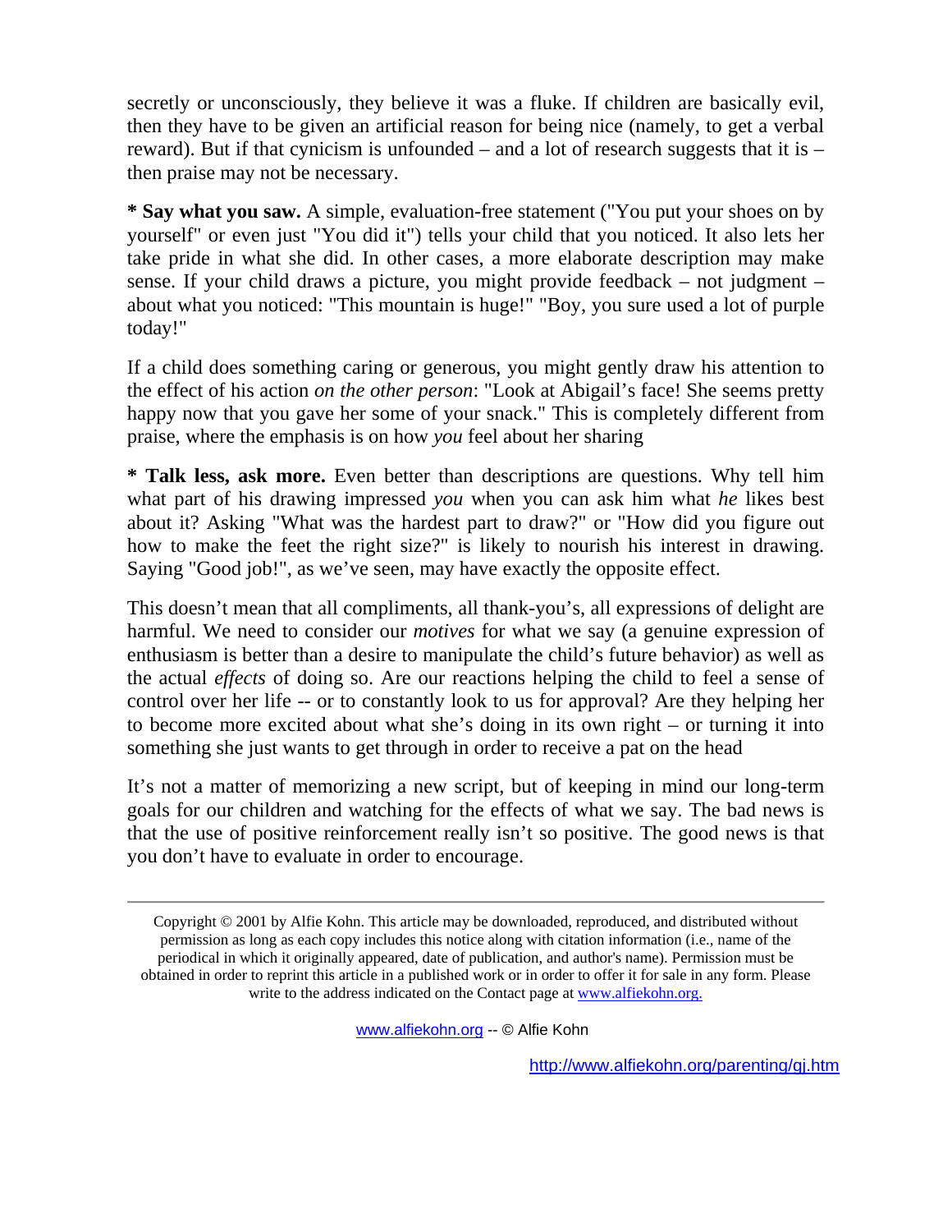secretly or unconsciously, they believe it was a fluke. If children are basically evil, then they have to be given an artificial reason for being nice (namely, to get a verbal reward). But if that cynicism is unfounded – and a lot of research suggests that it is – then praise may not be necessary.

**\* Say what you saw.** A simple, evaluation-free statement ("You put your shoes on by yourself" or even just "You did it") tells your child that you noticed. It also lets her take pride in what she did. In other cases, a more elaborate description may make sense. If your child draws a picture, you might provide feedback – not judgment – about what you noticed: "This mountain is huge!" "Boy, you sure used a lot of purple today!"

If a child does something caring or generous, you might gently draw his attention to the effect of his action *on the other person*: "Look at Abigail's face! She seems pretty happy now that you gave her some of your snack." This is completely different from praise, where the emphasis is on how *you* feel about her sharing

**\* Talk less, ask more.** Even better than descriptions are questions. Why tell him what part of his drawing impressed *you* when you can ask him what *he* likes best about it? Asking "What was the hardest part to draw?" or "How did you figure out how to make the feet the right size?" is likely to nourish his interest in drawing. Saying "Good job!", as we've seen, may have exactly the opposite effect.

This doesn't mean that all compliments, all thank-you's, all expressions of delight are harmful. We need to consider our *motives* for what we say (a genuine expression of enthusiasm is better than a desire to manipulate the child's future behavior) as well as the actual *effects* of doing so. Are our reactions helping the child to feel a sense of control over her life -- or to constantly look to us for approval? Are they helping her to become more excited about what she's doing in its own right – or turning it into something she just wants to get through in order to receive a pat on the head

It's not a matter of memorizing a new script, but of keeping in mind our long-term goals for our children and watching for the effects of what we say. The bad news is that the use of positive reinforcement really isn't so positive. The good news is that you don't have to evaluate in order to encourage.

---

Copyright © 2001 by Alfie Kohn. This article may be downloaded, reproduced, and distributed without permission as long as each copy includes this notice along with citation information (i.e., name of the periodical in which it originally appeared, date of publication, and author's name). Permission must be obtained in order to reprint this article in a published work or in order to offer it for sale in any form. Please write to the address indicated on the Contact page at www.alfiekohn.org.

www.alfiekohn.org -- © Alfie Kohn

http://www.alfiekohn.org/parenting/gj.htm